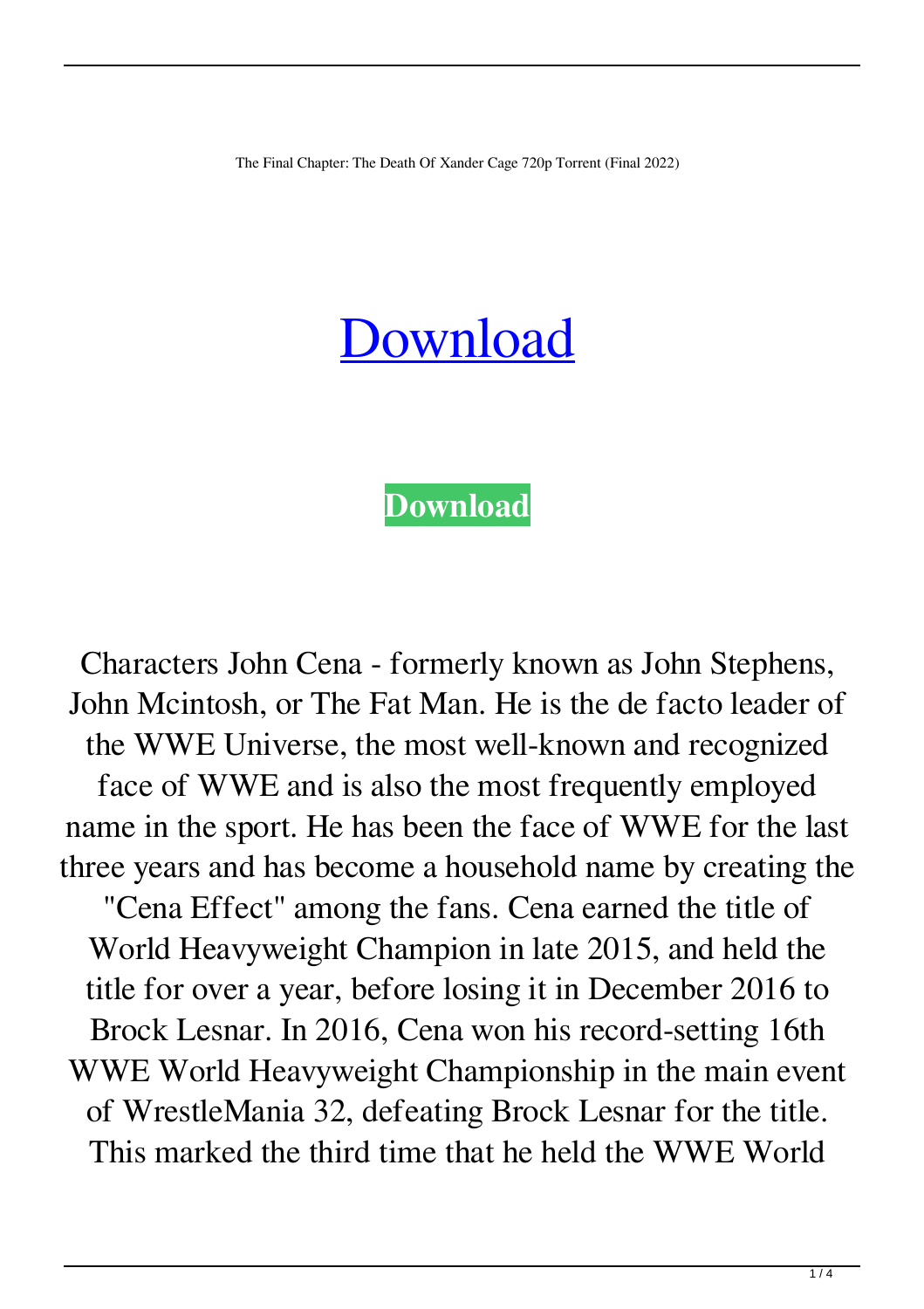The Final Chapter: The Death Of Xander Cage 720p Torrent (Final 2022)

# Download

**Download**

Characters John Cena - formerly known as John Stephens, John Mcintosh, or The Fat Man. He is the de facto leader of the WWE Universe, the most well-known and recognized face of WWE and is also the most frequently employed name in the sport. He has been the face of WWE for the last three years and has become a household name by creating the "Cena Effect" among the fans. Cena earned the title of World Heavyweight Champion in late 2015, and held the title for over a year, before losing it in December 2016 to Brock Lesnar. In 2016, Cena won his record-setting 16th WWE World Heavyweight Championship in the main event of WrestleMania 32, defeating Brock Lesnar for the title. This marked the third time that he held the WWE World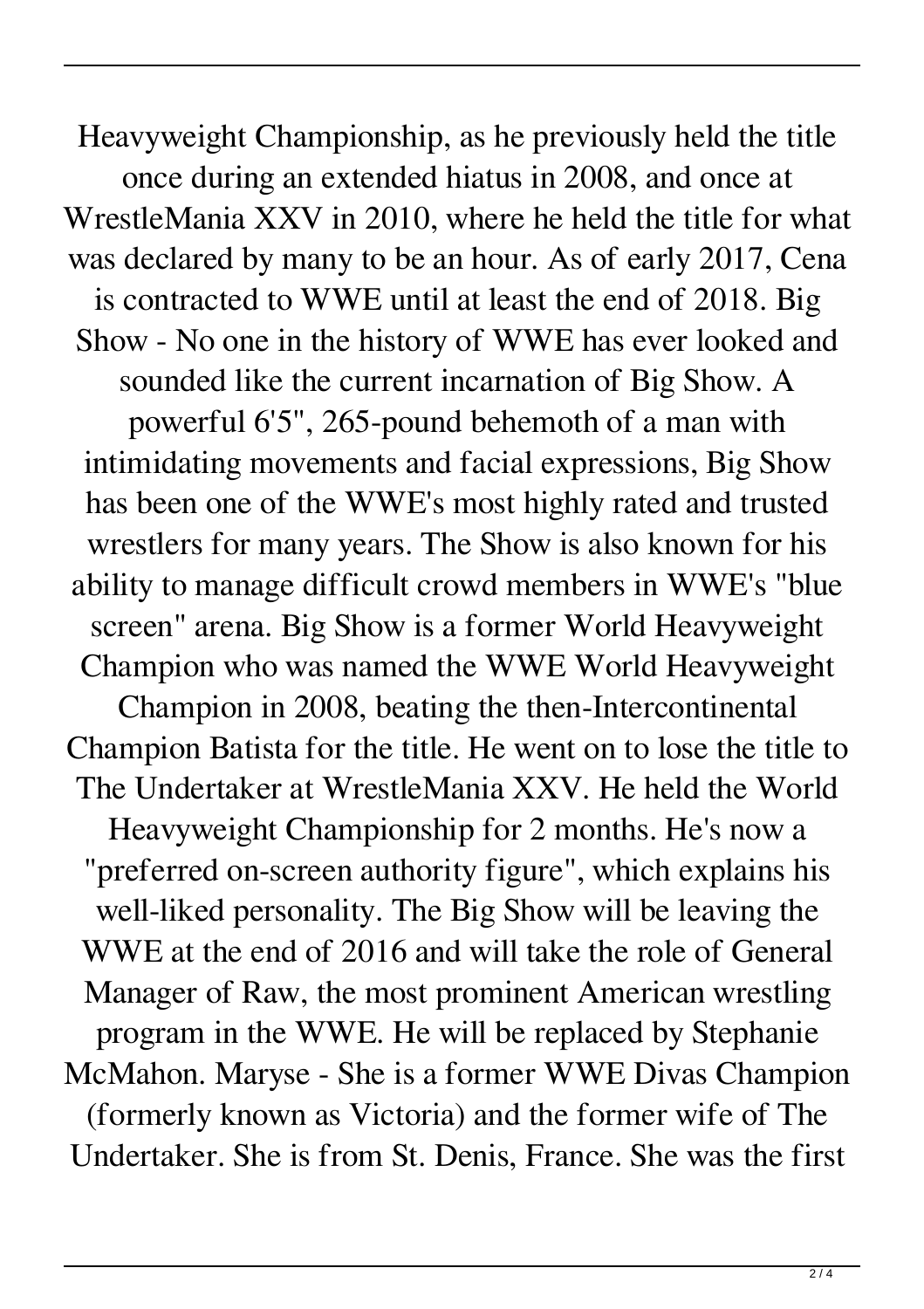Heavyweight Championship, as he previously held the title once during an extended hiatus in 2008, and once at WrestleMania XXV in 2010, where he held the title for what was declared by many to be an hour. As of early 2017, Cena is contracted to WWE until at least the end of 2018. Big Show - No one in the history of WWE has ever looked and sounded like the current incarnation of Big Show. A powerful 6'5", 265-pound behemoth of a man with intimidating movements and facial expressions, Big Show has been one of the WWE's most highly rated and trusted wrestlers for many years. The Show is also known for his ability to manage difficult crowd members in WWE's "blue screen" arena. Big Show is a former World Heavyweight Champion who was named the WWE World Heavyweight Champion in 2008, beating the then-Intercontinental Champion Batista for the title. He went on to lose the title to The Undertaker at WrestleMania XXV. He held the World Heavyweight Championship for 2 months. He's now a "preferred on-screen authority figure", which explains his well-liked personality. The Big Show will be leaving the WWE at the end of 2016 and will take the role of General Manager of Raw, the most prominent American wrestling program in the WWE. He will be replaced by Stephanie McMahon. Maryse - She is a former WWE Divas Champion (formerly known as Victoria) and the former wife of The Undertaker. She is from St. Denis, France. She was the first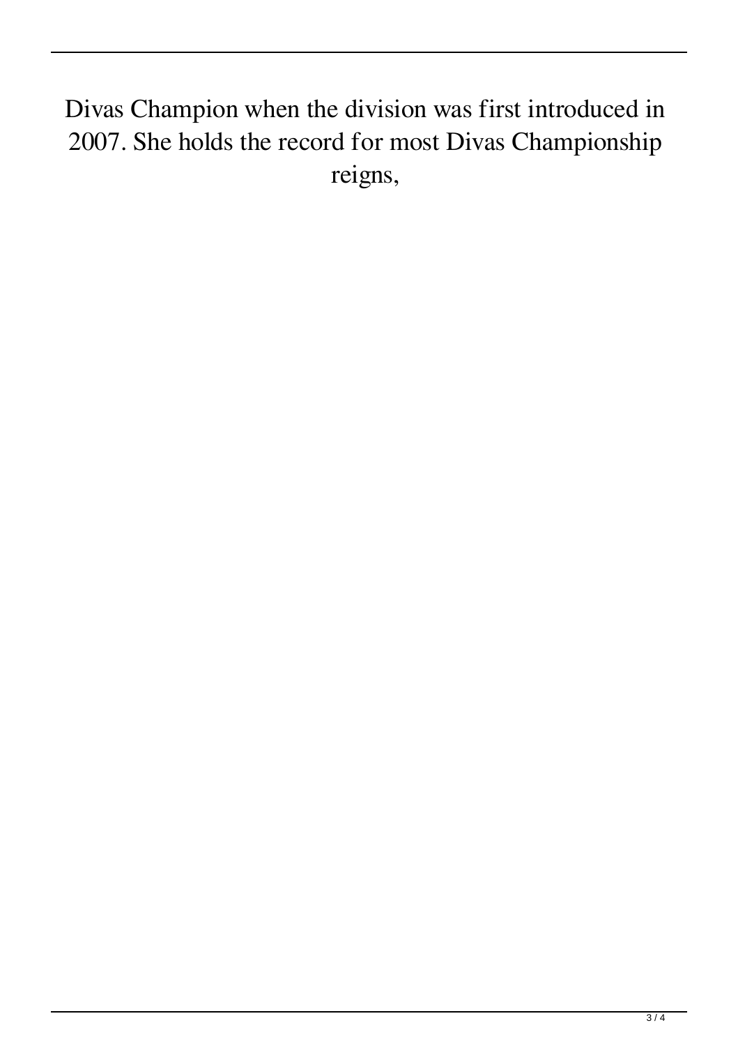Divas Champion when the division was first introduced in 2007. She holds the record for most Divas Championship reigns,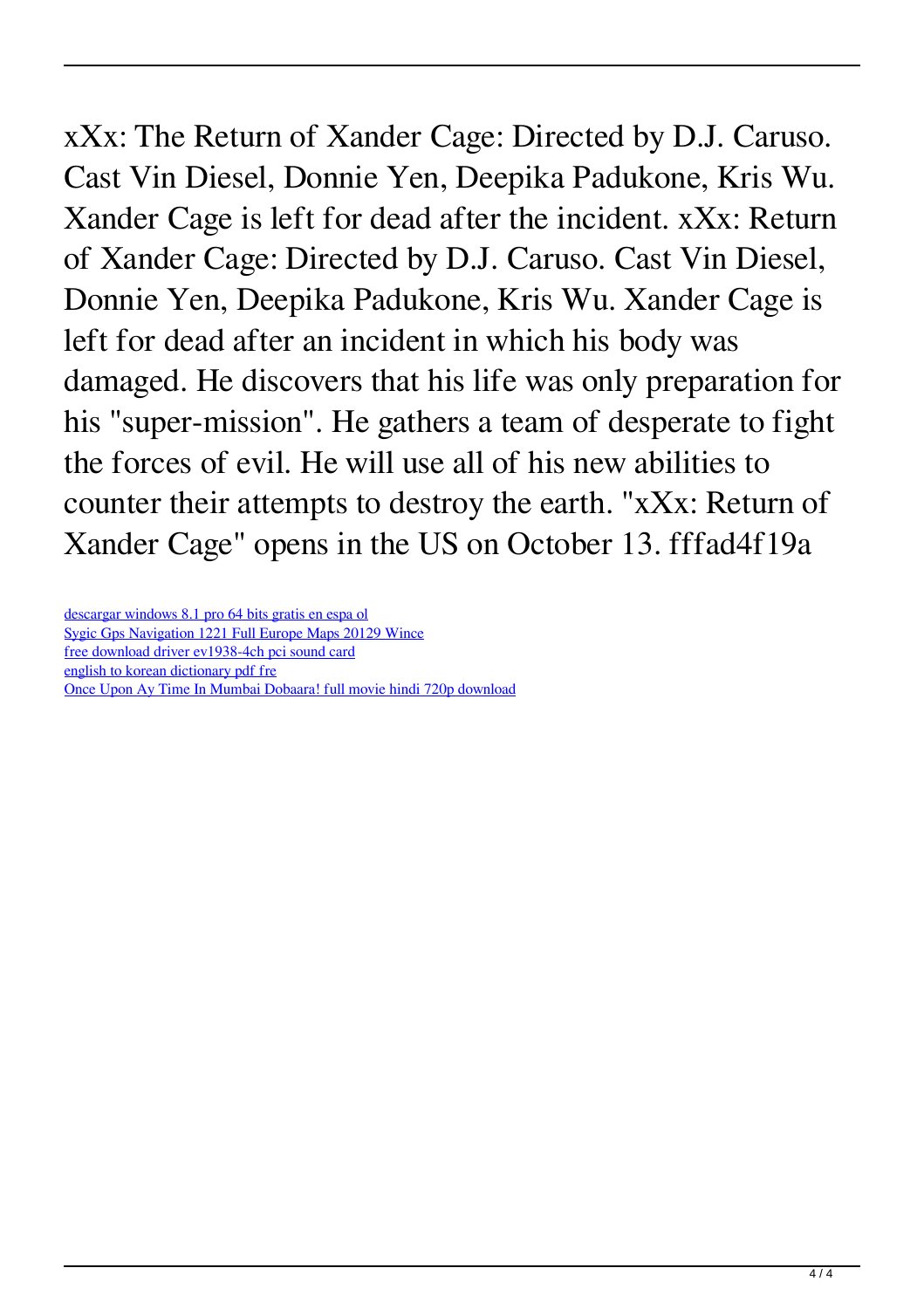xXx: The Return of Xander Cage: Directed by D.J. Caruso. Cast Vin Diesel, Donnie Yen, Deepika Padukone, Kris Wu. Xander Cage is left for dead after the incident. xXx: Return of Xander Cage: Directed by D.J. Caruso. Cast Vin Diesel, Donnie Yen, Deepika Padukone, Kris Wu. Xander Cage is left for dead after an incident in which his body was damaged. He discovers that his life was only preparation for his "super-mission". He gathers a team of desperate to fight the forces of evil. He will use all of his new abilities to counter their attempts to destroy the earth. "xXx: Return of Xander Cage" opens in the US on October 13. fffad4f19a

descargar windows 8.1 pro 64 bits gratis en espa ol
Sygic Gps Navigation 1221 Full Europe Maps 20129 Wince
free download driver ev1938-4ch pci sound card
english to korean dictionary pdf fre
Once Upon Ay Time In Mumbai Dobaara! full movie hindi 720p download